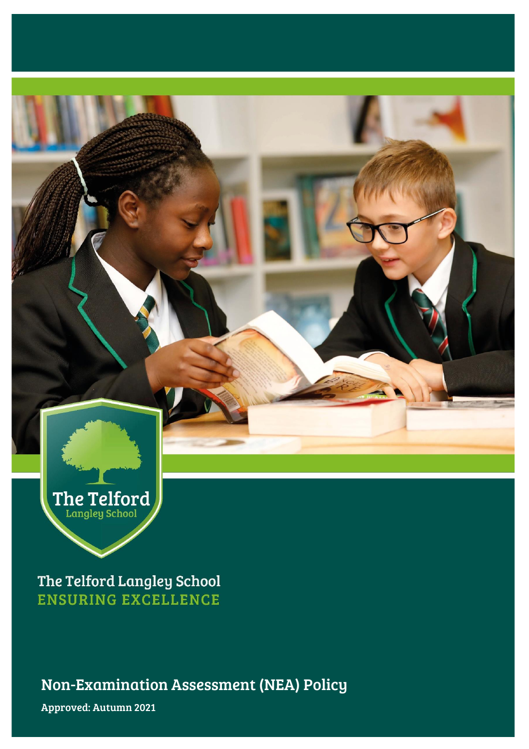The Telford Langley School

The Telford Langley School
**ENSURING EXCELLENCE**

# Non-Examination Assessment (NEA) Policy

**Approved: Autumn 2021**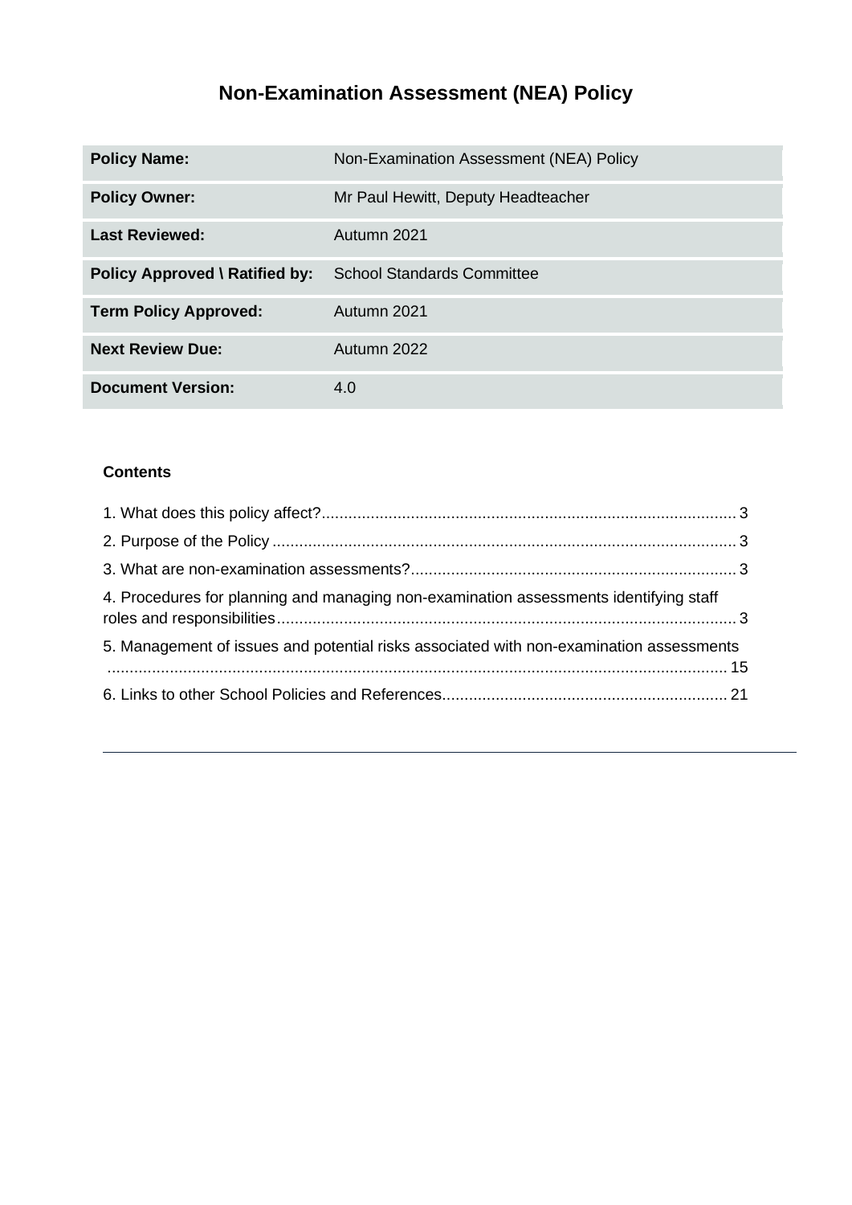# Non-Examination Assessment (NEA) Policy

| Policy Name: | Non-Examination Assessment (NEA) Policy |
|---|---|
| Policy Owner: | Mr Paul Hewitt, Deputy Headteacher |
| Last Reviewed: | Autumn 2021 |
| Policy Approved \ Ratified by: | School Standards Committee |
| Term Policy Approved: | Autumn 2021 |
| Next Review Due: | Autumn 2022 |
| Document Version: | 4.0 |

**Contents**

1. What does this policy affect? ..... 3
2. Purpose of the Policy ..... 3
3. What are non-examination assessments? ..... 3
4. Procedures for planning and managing non-examination assessments identifying staff roles and responsibilities ..... 3
5. Management of issues and potential risks associated with non-examination assessments ..... 15
6. Links to other School Policies and References ..... 21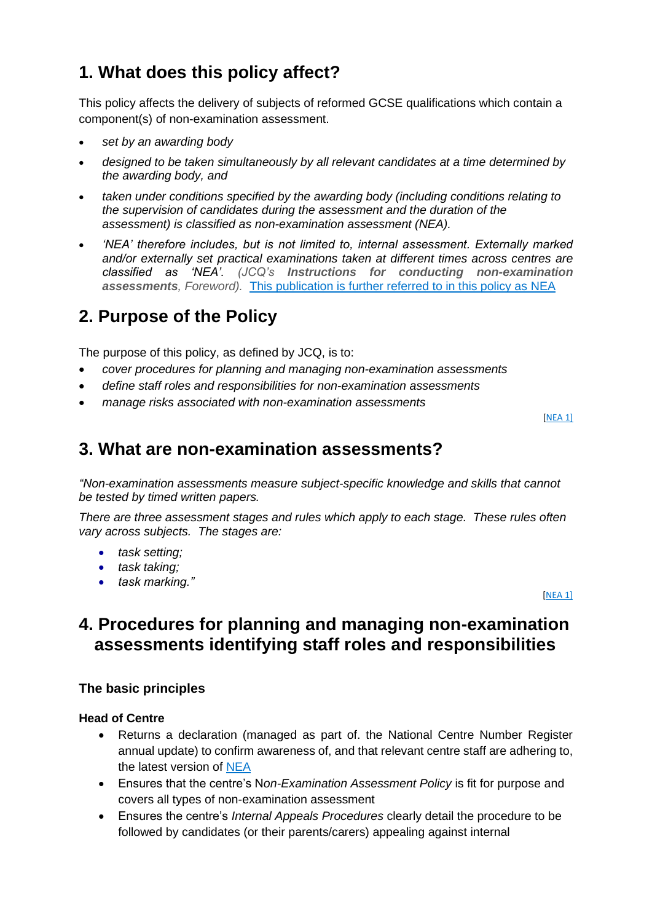## 1. What does this policy affect?

This policy affects the delivery of subjects of reformed GCSE qualifications which contain a component(s) of non-examination assessment.

- *set by an awarding body*
- *designed to be taken simultaneously by all relevant candidates at a time determined by the awarding body, and*
- *taken under conditions specified by the awarding body (including conditions relating to the supervision of candidates during the assessment and the duration of the assessment) is classified as non-examination assessment (NEA).*
- *'NEA' therefore includes, but is not limited to, internal assessment. Externally marked and/or externally set practical examinations taken at different times across centres are classified as 'NEA'. (JCQ's **Instructions for conducting non-examination assessments**, Foreword).* This publication is further referred to in this policy as NEA

## 2. Purpose of the Policy

The purpose of this policy, as defined by JCQ, is to:

- *cover procedures for planning and managing non-examination assessments*
- *define staff roles and responsibilities for non-examination assessments*
- *manage risks associated with non-examination assessments*

[NEA 1]

## 3. What are non-examination assessments?

*"Non-examination assessments measure subject-specific knowledge and skills that cannot be tested by timed written papers.*

*There are three assessment stages and rules which apply to each stage. These rules often vary across subjects. The stages are:*

- *task setting;*
- *task taking;*
- *task marking."*

[NEA 1]

## 4. Procedures for planning and managing non-examination assessments identifying staff roles and responsibilities

### The basic principles

**Head of Centre**

- Returns a declaration (managed as part of. the National Centre Number Register annual update) to confirm awareness of, and that relevant centre staff are adhering to, the latest version of NEA
- Ensures that the centre's N*on-Examination Assessment Policy* is fit for purpose and covers all types of non-examination assessment
- Ensures the centre's *Internal Appeals Procedures* clearly detail the procedure to be followed by candidates (or their parents/carers) appealing against internal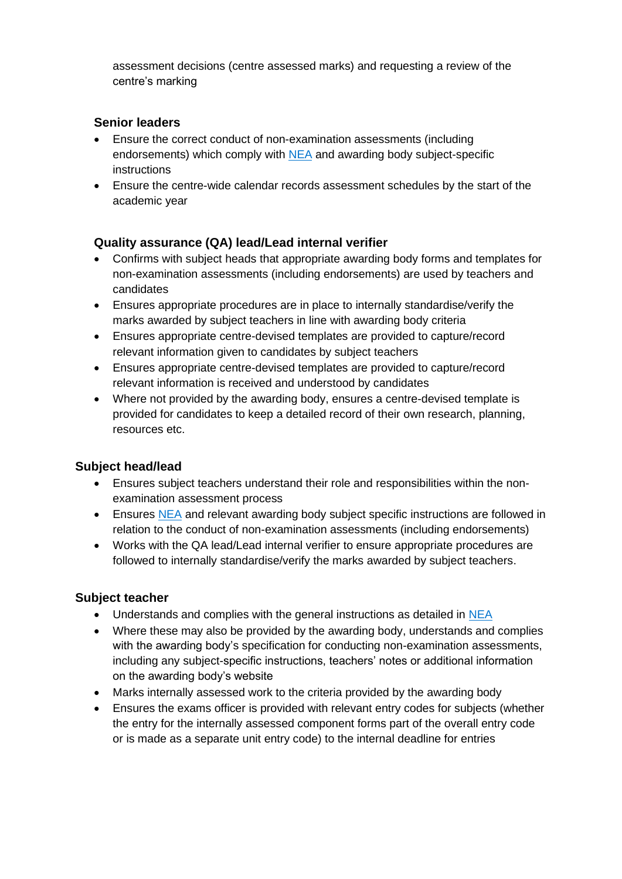assessment decisions (centre assessed marks) and requesting a review of the centre's marking

### Senior leaders

- Ensure the correct conduct of non-examination assessments (including endorsements) which comply with NEA and awarding body subject-specific instructions
- Ensure the centre-wide calendar records assessment schedules by the start of the academic year

### Quality assurance (QA) lead/Lead internal verifier

- Confirms with subject heads that appropriate awarding body forms and templates for non-examination assessments (including endorsements) are used by teachers and candidates
- Ensures appropriate procedures are in place to internally standardise/verify the marks awarded by subject teachers in line with awarding body criteria
- Ensures appropriate centre-devised templates are provided to capture/record relevant information given to candidates by subject teachers
- Ensures appropriate centre-devised templates are provided to capture/record relevant information is received and understood by candidates
- Where not provided by the awarding body, ensures a centre-devised template is provided for candidates to keep a detailed record of their own research, planning, resources etc.

### Subject head/lead

- Ensures subject teachers understand their role and responsibilities within the non-examination assessment process
- Ensures NEA and relevant awarding body subject specific instructions are followed in relation to the conduct of non-examination assessments (including endorsements)
- Works with the QA lead/Lead internal verifier to ensure appropriate procedures are followed to internally standardise/verify the marks awarded by subject teachers.

### Subject teacher

- Understands and complies with the general instructions as detailed in NEA
- Where these may also be provided by the awarding body, understands and complies with the awarding body's specification for conducting non-examination assessments, including any subject-specific instructions, teachers' notes or additional information on the awarding body's website
- Marks internally assessed work to the criteria provided by the awarding body
- Ensures the exams officer is provided with relevant entry codes for subjects (whether the entry for the internally assessed component forms part of the overall entry code or is made as a separate unit entry code) to the internal deadline for entries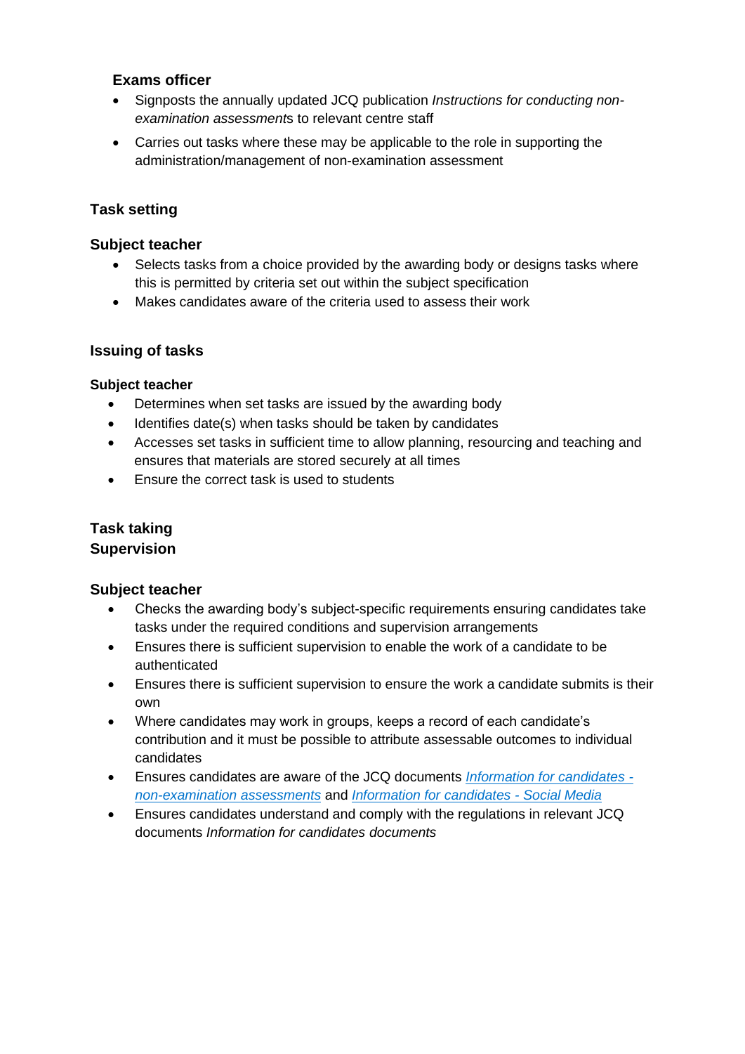### Exams officer

- Signposts the annually updated JCQ publication *Instructions for conducting non-examination assessments* to relevant centre staff
- Carries out tasks where these may be applicable to the role in supporting the administration/management of non-examination assessment

## Task setting

### Subject teacher

- Selects tasks from a choice provided by the awarding body or designs tasks where this is permitted by criteria set out within the subject specification
- Makes candidates aware of the criteria used to assess their work

## Issuing of tasks

### Subject teacher

- Determines when set tasks are issued by the awarding body
- Identifies date(s) when tasks should be taken by candidates
- Accesses set tasks in sufficient time to allow planning, resourcing and teaching and ensures that materials are stored securely at all times
- Ensure the correct task is used to students

## Task taking

## Supervision

### Subject teacher

- Checks the awarding body's subject-specific requirements ensuring candidates take tasks under the required conditions and supervision arrangements
- Ensures there is sufficient supervision to enable the work of a candidate to be authenticated
- Ensures there is sufficient supervision to ensure the work a candidate submits is their own
- Where candidates may work in groups, keeps a record of each candidate's contribution and it must be possible to attribute assessable outcomes to individual candidates
- Ensures candidates are aware of the JCQ documents *Information for candidates - non-examination assessments* and *Information for candidates - Social Media*
- Ensures candidates understand and comply with the regulations in relevant JCQ documents *Information for candidates documents*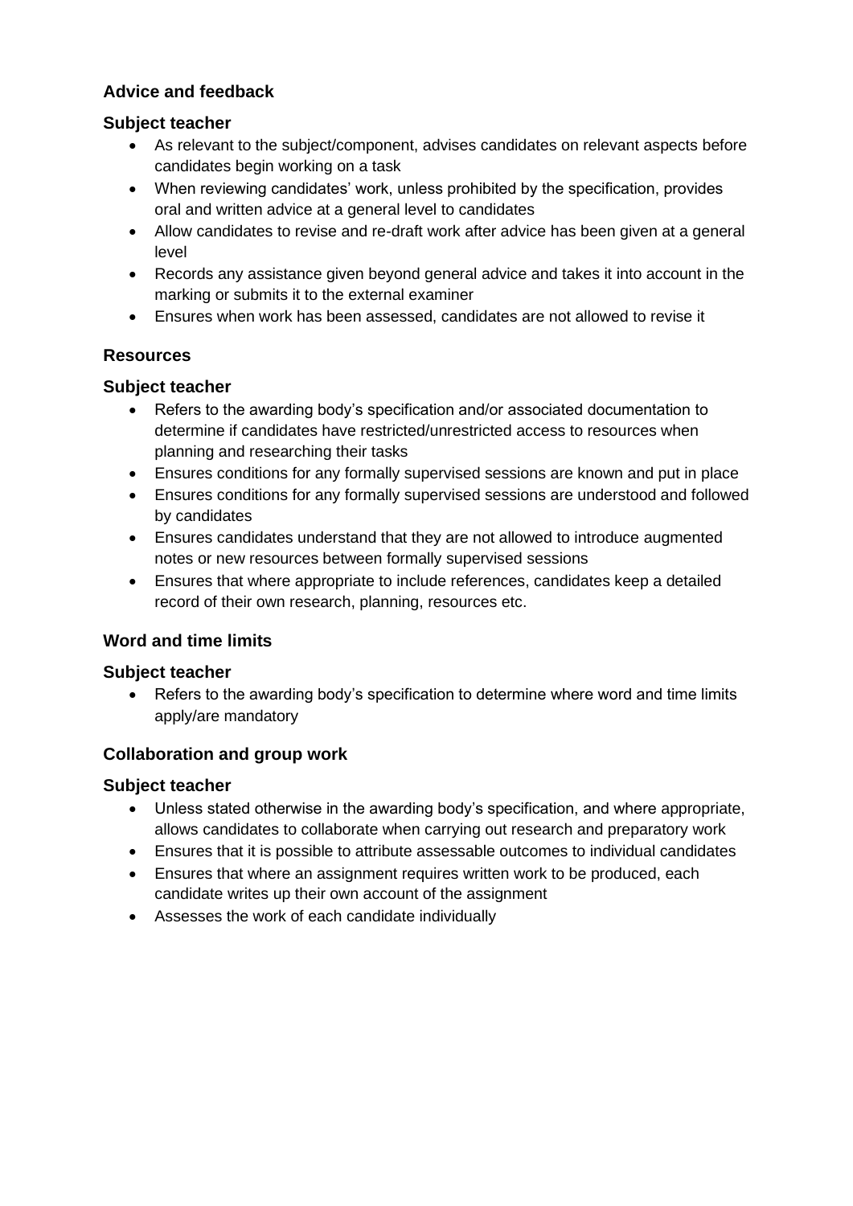### Advice and feedback

#### Subject teacher

- As relevant to the subject/component, advises candidates on relevant aspects before candidates begin working on a task
- When reviewing candidates' work, unless prohibited by the specification, provides oral and written advice at a general level to candidates
- Allow candidates to revise and re-draft work after advice has been given at a general level
- Records any assistance given beyond general advice and takes it into account in the marking or submits it to the external examiner
- Ensures when work has been assessed, candidates are not allowed to revise it

### Resources

#### Subject teacher

- Refers to the awarding body's specification and/or associated documentation to determine if candidates have restricted/unrestricted access to resources when planning and researching their tasks
- Ensures conditions for any formally supervised sessions are known and put in place
- Ensures conditions for any formally supervised sessions are understood and followed by candidates
- Ensures candidates understand that they are not allowed to introduce augmented notes or new resources between formally supervised sessions
- Ensures that where appropriate to include references, candidates keep a detailed record of their own research, planning, resources etc.

### Word and time limits

#### Subject teacher

- Refers to the awarding body's specification to determine where word and time limits apply/are mandatory

### Collaboration and group work

#### Subject teacher

- Unless stated otherwise in the awarding body's specification, and where appropriate, allows candidates to collaborate when carrying out research and preparatory work
- Ensures that it is possible to attribute assessable outcomes to individual candidates
- Ensures that where an assignment requires written work to be produced, each candidate writes up their own account of the assignment
- Assesses the work of each candidate individually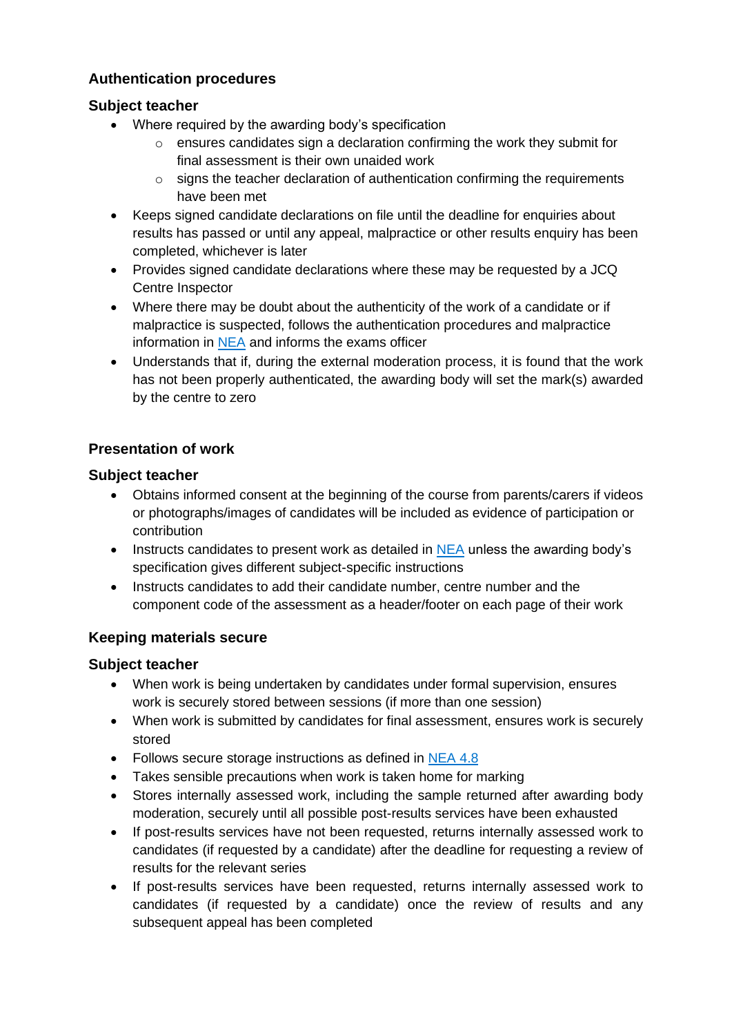## Authentication procedures

### Subject teacher

- Where required by the awarding body's specification
  - ensures candidates sign a declaration confirming the work they submit for final assessment is their own unaided work
  - signs the teacher declaration of authentication confirming the requirements have been met
- Keeps signed candidate declarations on file until the deadline for enquiries about results has passed or until any appeal, malpractice or other results enquiry has been completed, whichever is later
- Provides signed candidate declarations where these may be requested by a JCQ Centre Inspector
- Where there may be doubt about the authenticity of the work of a candidate or if malpractice is suspected, follows the authentication procedures and malpractice information in NEA and informs the exams officer
- Understands that if, during the external moderation process, it is found that the work has not been properly authenticated, the awarding body will set the mark(s) awarded by the centre to zero

## Presentation of work

### Subject teacher

- Obtains informed consent at the beginning of the course from parents/carers if videos or photographs/images of candidates will be included as evidence of participation or contribution
- Instructs candidates to present work as detailed in NEA unless the awarding body's specification gives different subject-specific instructions
- Instructs candidates to add their candidate number, centre number and the component code of the assessment as a header/footer on each page of their work

## Keeping materials secure

### Subject teacher

- When work is being undertaken by candidates under formal supervision, ensures work is securely stored between sessions (if more than one session)
- When work is submitted by candidates for final assessment, ensures work is securely stored
- Follows secure storage instructions as defined in NEA 4.8
- Takes sensible precautions when work is taken home for marking
- Stores internally assessed work, including the sample returned after awarding body moderation, securely until all possible post-results services have been exhausted
- If post-results services have not been requested, returns internally assessed work to candidates (if requested by a candidate) after the deadline for requesting a review of results for the relevant series
- If post-results services have been requested, returns internally assessed work to candidates (if requested by a candidate) once the review of results and any subsequent appeal has been completed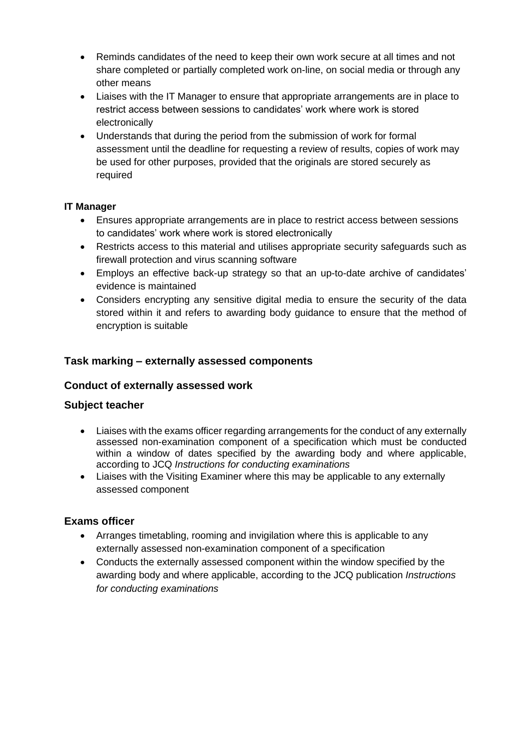- Reminds candidates of the need to keep their own work secure at all times and not share completed or partially completed work on-line, on social media or through any other means
- Liaises with the IT Manager to ensure that appropriate arrangements are in place to restrict access between sessions to candidates' work where work is stored electronically
- Understands that during the period from the submission of work for formal assessment until the deadline for requesting a review of results, copies of work may be used for other purposes, provided that the originals are stored securely as required

**IT Manager**

- Ensures appropriate arrangements are in place to restrict access between sessions to candidates' work where work is stored electronically
- Restricts access to this material and utilises appropriate security safeguards such as firewall protection and virus scanning software
- Employs an effective back-up strategy so that an up-to-date archive of candidates' evidence is maintained
- Considers encrypting any sensitive digital media to ensure the security of the data stored within it and refers to awarding body guidance to ensure that the method of encryption is suitable

## Task marking – externally assessed components

### Conduct of externally assessed work

### Subject teacher

- Liaises with the exams officer regarding arrangements for the conduct of any externally assessed non-examination component of a specification which must be conducted within a window of dates specified by the awarding body and where applicable, according to JCQ *Instructions for conducting examinations*
- Liaises with the Visiting Examiner where this may be applicable to any externally assessed component

### Exams officer

- Arranges timetabling, rooming and invigilation where this is applicable to any externally assessed non-examination component of a specification
- Conducts the externally assessed component within the window specified by the awarding body and where applicable, according to the JCQ publication *Instructions for conducting examinations*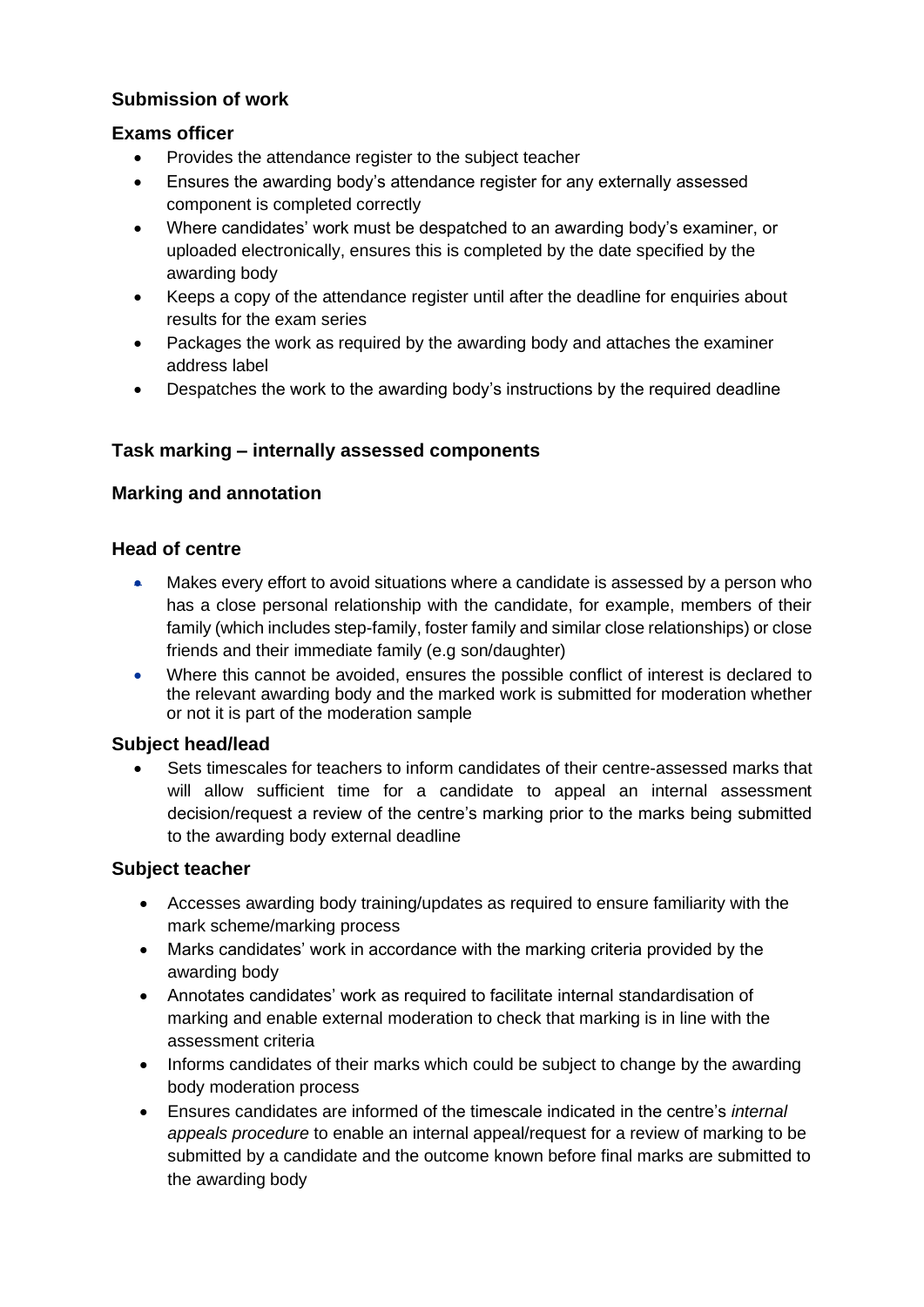### Submission of work

#### Exams officer

- Provides the attendance register to the subject teacher
- Ensures the awarding body's attendance register for any externally assessed component is completed correctly
- Where candidates' work must be despatched to an awarding body's examiner, or uploaded electronically, ensures this is completed by the date specified by the awarding body
- Keeps a copy of the attendance register until after the deadline for enquiries about results for the exam series
- Packages the work as required by the awarding body and attaches the examiner address label
- Despatches the work to the awarding body's instructions by the required deadline

### Task marking – internally assessed components

### Marking and annotation

#### Head of centre

- Makes every effort to avoid situations where a candidate is assessed by a person who has a close personal relationship with the candidate, for example, members of their family (which includes step-family, foster family and similar close relationships) or close friends and their immediate family (e.g son/daughter)
- Where this cannot be avoided, ensures the possible conflict of interest is declared to the relevant awarding body and the marked work is submitted for moderation whether or not it is part of the moderation sample

#### Subject head/lead

- Sets timescales for teachers to inform candidates of their centre-assessed marks that will allow sufficient time for a candidate to appeal an internal assessment decision/request a review of the centre's marking prior to the marks being submitted to the awarding body external deadline

#### Subject teacher

- Accesses awarding body training/updates as required to ensure familiarity with the mark scheme/marking process
- Marks candidates' work in accordance with the marking criteria provided by the awarding body
- Annotates candidates' work as required to facilitate internal standardisation of marking and enable external moderation to check that marking is in line with the assessment criteria
- Informs candidates of their marks which could be subject to change by the awarding body moderation process
- Ensures candidates are informed of the timescale indicated in the centre's *internal appeals procedure* to enable an internal appeal/request for a review of marking to be submitted by a candidate and the outcome known before final marks are submitted to the awarding body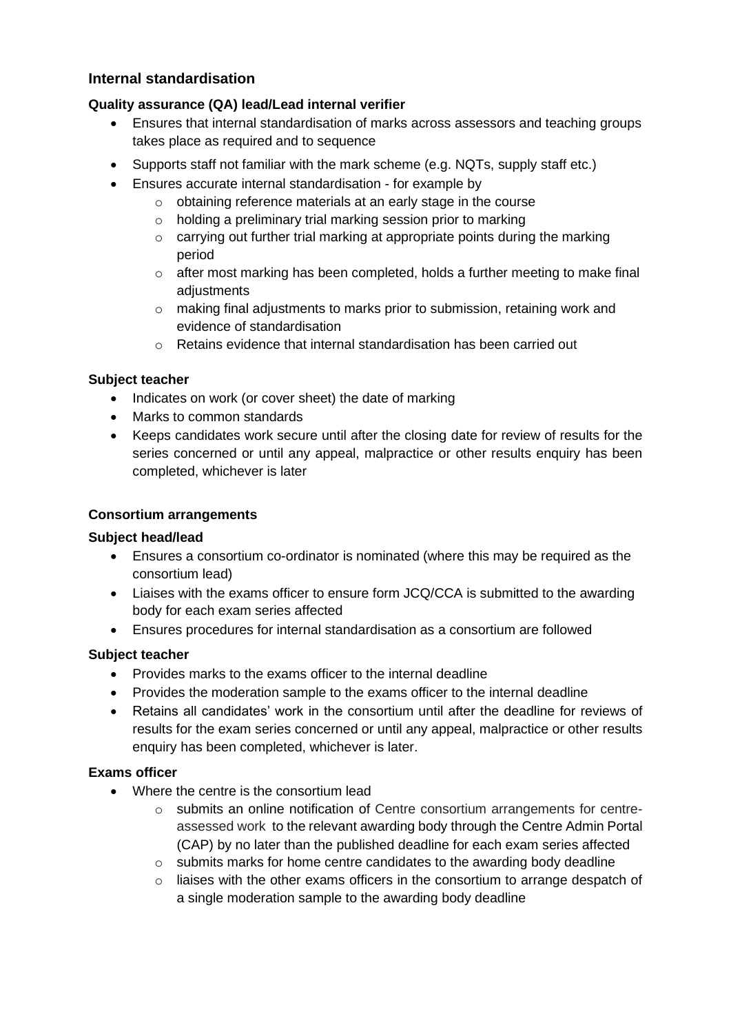## Internal standardisation

**Quality assurance (QA) lead/Lead internal verifier**

- Ensures that internal standardisation of marks across assessors and teaching groups takes place as required and to sequence
- Supports staff not familiar with the mark scheme (e.g. NQTs, supply staff etc.)
- Ensures accurate internal standardisation - for example by
  - obtaining reference materials at an early stage in the course
  - holding a preliminary trial marking session prior to marking
  - carrying out further trial marking at appropriate points during the marking period
  - after most marking has been completed, holds a further meeting to make final adjustments
  - making final adjustments to marks prior to submission, retaining work and evidence of standardisation
  - Retains evidence that internal standardisation has been carried out

**Subject teacher**

- Indicates on work (or cover sheet) the date of marking
- Marks to common standards
- Keeps candidates work secure until after the closing date for review of results for the series concerned or until any appeal, malpractice or other results enquiry has been completed, whichever is later

**Consortium arrangements**

**Subject head/lead**

- Ensures a consortium co-ordinator is nominated (where this may be required as the consortium lead)
- Liaises with the exams officer to ensure form JCQ/CCA is submitted to the awarding body for each exam series affected
- Ensures procedures for internal standardisation as a consortium are followed

**Subject teacher**

- Provides marks to the exams officer to the internal deadline
- Provides the moderation sample to the exams officer to the internal deadline
- Retains all candidates' work in the consortium until after the deadline for reviews of results for the exam series concerned or until any appeal, malpractice or other results enquiry has been completed, whichever is later.

**Exams officer**

- Where the centre is the consortium lead
  - submits an online notification of Centre consortium arrangements for centre-assessed work to the relevant awarding body through the Centre Admin Portal (CAP) by no later than the published deadline for each exam series affected
  - submits marks for home centre candidates to the awarding body deadline
  - liaises with the other exams officers in the consortium to arrange despatch of a single moderation sample to the awarding body deadline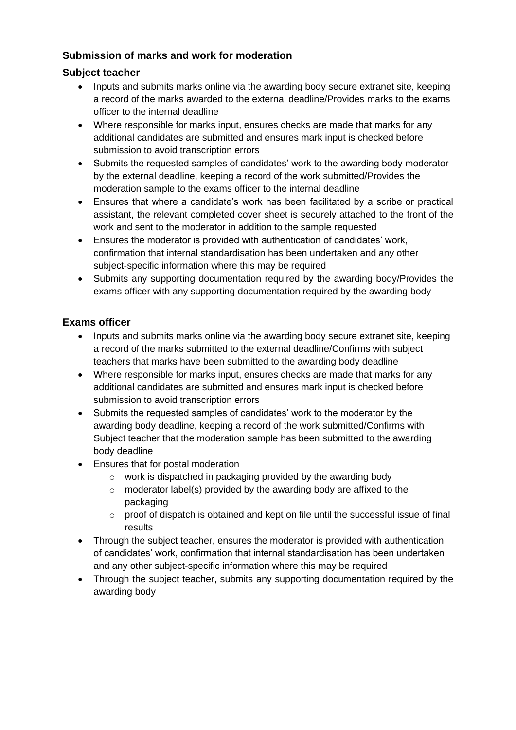### Submission of marks and work for moderation

#### Subject teacher

- Inputs and submits marks online via the awarding body secure extranet site, keeping a record of the marks awarded to the external deadline/Provides marks to the exams officer to the internal deadline
- Where responsible for marks input, ensures checks are made that marks for any additional candidates are submitted and ensures mark input is checked before submission to avoid transcription errors
- Submits the requested samples of candidates' work to the awarding body moderator by the external deadline, keeping a record of the work submitted/Provides the moderation sample to the exams officer to the internal deadline
- Ensures that where a candidate's work has been facilitated by a scribe or practical assistant, the relevant completed cover sheet is securely attached to the front of the work and sent to the moderator in addition to the sample requested
- Ensures the moderator is provided with authentication of candidates' work, confirmation that internal standardisation has been undertaken and any other subject-specific information where this may be required
- Submits any supporting documentation required by the awarding body/Provides the exams officer with any supporting documentation required by the awarding body

#### Exams officer

- Inputs and submits marks online via the awarding body secure extranet site, keeping a record of the marks submitted to the external deadline/Confirms with subject teachers that marks have been submitted to the awarding body deadline
- Where responsible for marks input, ensures checks are made that marks for any additional candidates are submitted and ensures mark input is checked before submission to avoid transcription errors
- Submits the requested samples of candidates' work to the moderator by the awarding body deadline, keeping a record of the work submitted/Confirms with Subject teacher that the moderation sample has been submitted to the awarding body deadline
- Ensures that for postal moderation
  - work is dispatched in packaging provided by the awarding body
  - moderator label(s) provided by the awarding body are affixed to the packaging
  - proof of dispatch is obtained and kept on file until the successful issue of final results
- Through the subject teacher, ensures the moderator is provided with authentication of candidates' work, confirmation that internal standardisation has been undertaken and any other subject-specific information where this may be required
- Through the subject teacher, submits any supporting documentation required by the awarding body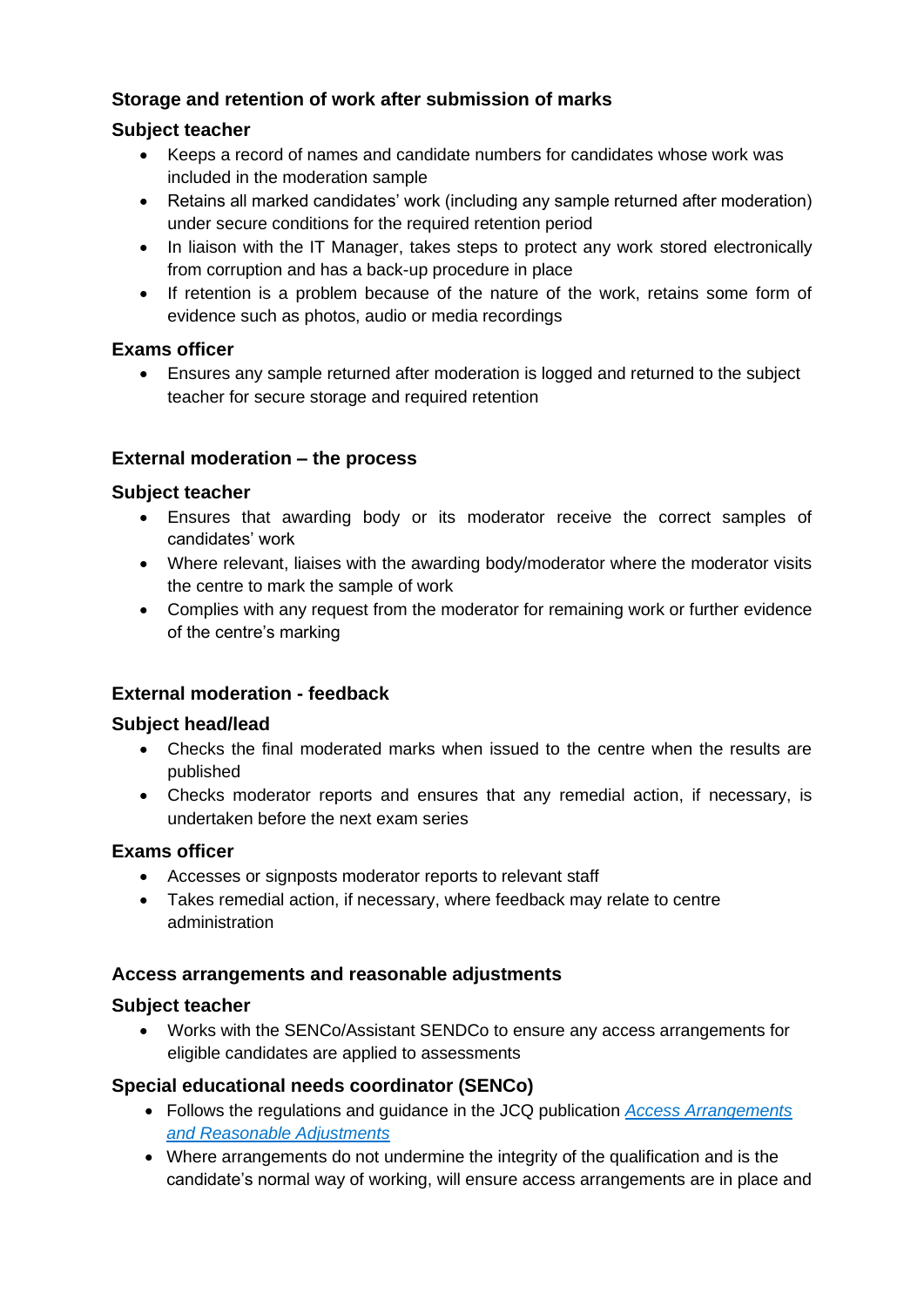### Storage and retention of work after submission of marks

#### Subject teacher

- Keeps a record of names and candidate numbers for candidates whose work was included in the moderation sample
- Retains all marked candidates' work (including any sample returned after moderation) under secure conditions for the required retention period
- In liaison with the IT Manager, takes steps to protect any work stored electronically from corruption and has a back-up procedure in place
- If retention is a problem because of the nature of the work, retains some form of evidence such as photos, audio or media recordings

#### Exams officer

- Ensures any sample returned after moderation is logged and returned to the subject teacher for secure storage and required retention

### External moderation – the process

#### Subject teacher

- Ensures that awarding body or its moderator receive the correct samples of candidates' work
- Where relevant, liaises with the awarding body/moderator where the moderator visits the centre to mark the sample of work
- Complies with any request from the moderator for remaining work or further evidence of the centre's marking

### External moderation - feedback

#### Subject head/lead

- Checks the final moderated marks when issued to the centre when the results are published
- Checks moderator reports and ensures that any remedial action, if necessary, is undertaken before the next exam series

#### Exams officer

- Accesses or signposts moderator reports to relevant staff
- Takes remedial action, if necessary, where feedback may relate to centre administration

### Access arrangements and reasonable adjustments

#### Subject teacher

- Works with the SENCo/Assistant SENDCo to ensure any access arrangements for eligible candidates are applied to assessments

#### Special educational needs coordinator (SENCo)

- Follows the regulations and guidance in the JCQ publication *Access Arrangements and Reasonable Adjustments*
- Where arrangements do not undermine the integrity of the qualification and is the candidate's normal way of working, will ensure access arrangements are in place and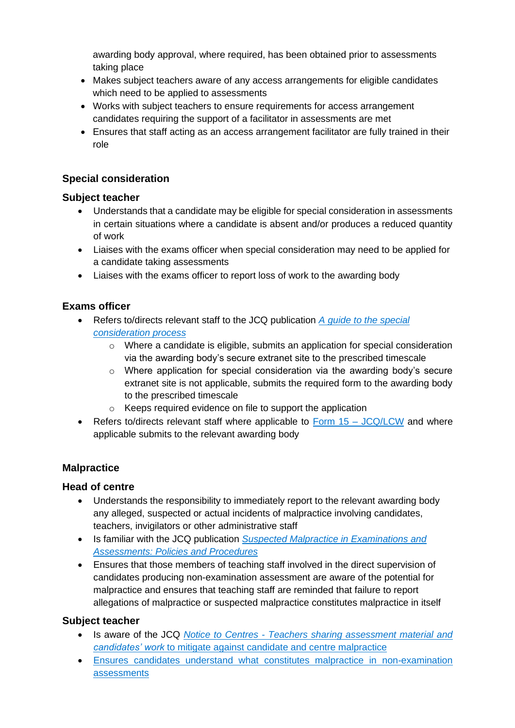awarding body approval, where required, has been obtained prior to assessments taking place

- Makes subject teachers aware of any access arrangements for eligible candidates which need to be applied to assessments
- Works with subject teachers to ensure requirements for access arrangement candidates requiring the support of a facilitator in assessments are met
- Ensures that staff acting as an access arrangement facilitator are fully trained in their role

## Special consideration

### Subject teacher

- Understands that a candidate may be eligible for special consideration in assessments in certain situations where a candidate is absent and/or produces a reduced quantity of work
- Liaises with the exams officer when special consideration may need to be applied for a candidate taking assessments
- Liaises with the exams officer to report loss of work to the awarding body

### Exams officer

- Refers to/directs relevant staff to the JCQ publication *A guide to the special consideration process*
    - Where a candidate is eligible, submits an application for special consideration via the awarding body's secure extranet site to the prescribed timescale
    - Where application for special consideration via the awarding body's secure extranet site is not applicable, submits the required form to the awarding body to the prescribed timescale
    - Keeps required evidence on file to support the application
- Refers to/directs relevant staff where applicable to Form 15 – JCQ/LCW and where applicable submits to the relevant awarding body

## Malpractice

### Head of centre

- Understands the responsibility to immediately report to the relevant awarding body any alleged, suspected or actual incidents of malpractice involving candidates, teachers, invigilators or other administrative staff
- Is familiar with the JCQ publication *Suspected Malpractice in Examinations and Assessments: Policies and Procedures*
- Ensures that those members of teaching staff involved in the direct supervision of candidates producing non-examination assessment are aware of the potential for malpractice and ensures that teaching staff are reminded that failure to report allegations of malpractice or suspected malpractice constitutes malpractice in itself

### Subject teacher

- Is aware of the JCQ *Notice to Centres - Teachers sharing assessment material and candidates' work* to mitigate against candidate and centre malpractice
- Ensures candidates understand what constitutes malpractice in non-examination assessments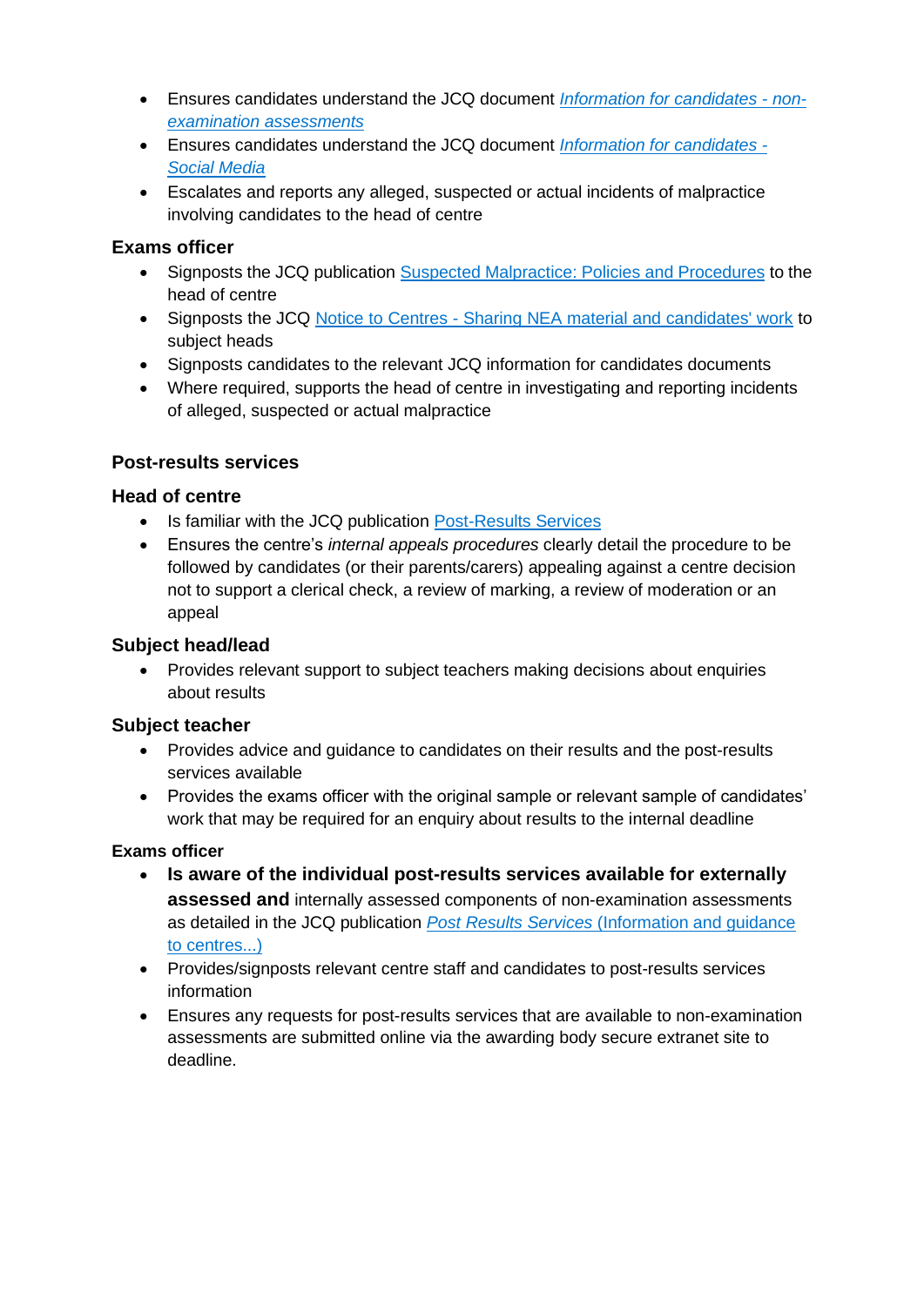- Ensures candidates understand the JCQ document *Information for candidates - non-examination assessments*
- Ensures candidates understand the JCQ document *Information for candidates - Social Media*
- Escalates and reports any alleged, suspected or actual incidents of malpractice involving candidates to the head of centre

### Exams officer

- Signposts the JCQ publication Suspected Malpractice: Policies and Procedures to the head of centre
- Signposts the JCQ Notice to Centres - Sharing NEA material and candidates' work to subject heads
- Signposts candidates to the relevant JCQ information for candidates documents
- Where required, supports the head of centre in investigating and reporting incidents of alleged, suspected or actual malpractice

## Post-results services

### Head of centre

- Is familiar with the JCQ publication Post-Results Services
- Ensures the centre's *internal appeals procedures* clearly detail the procedure to be followed by candidates (or their parents/carers) appealing against a centre decision not to support a clerical check, a review of marking, a review of moderation or an appeal

### Subject head/lead

- Provides relevant support to subject teachers making decisions about enquiries about results

### Subject teacher

- Provides advice and guidance to candidates on their results and the post-results services available
- Provides the exams officer with the original sample or relevant sample of candidates' work that may be required for an enquiry about results to the internal deadline

### Exams officer

- **Is aware of the individual post-results services available for externally assessed and** internally assessed components of non-examination assessments as detailed in the JCQ publication *Post Results Services* (Information and guidance to centres...)
- Provides/signposts relevant centre staff and candidates to post-results services information
- Ensures any requests for post-results services that are available to non-examination assessments are submitted online via the awarding body secure extranet site to deadline.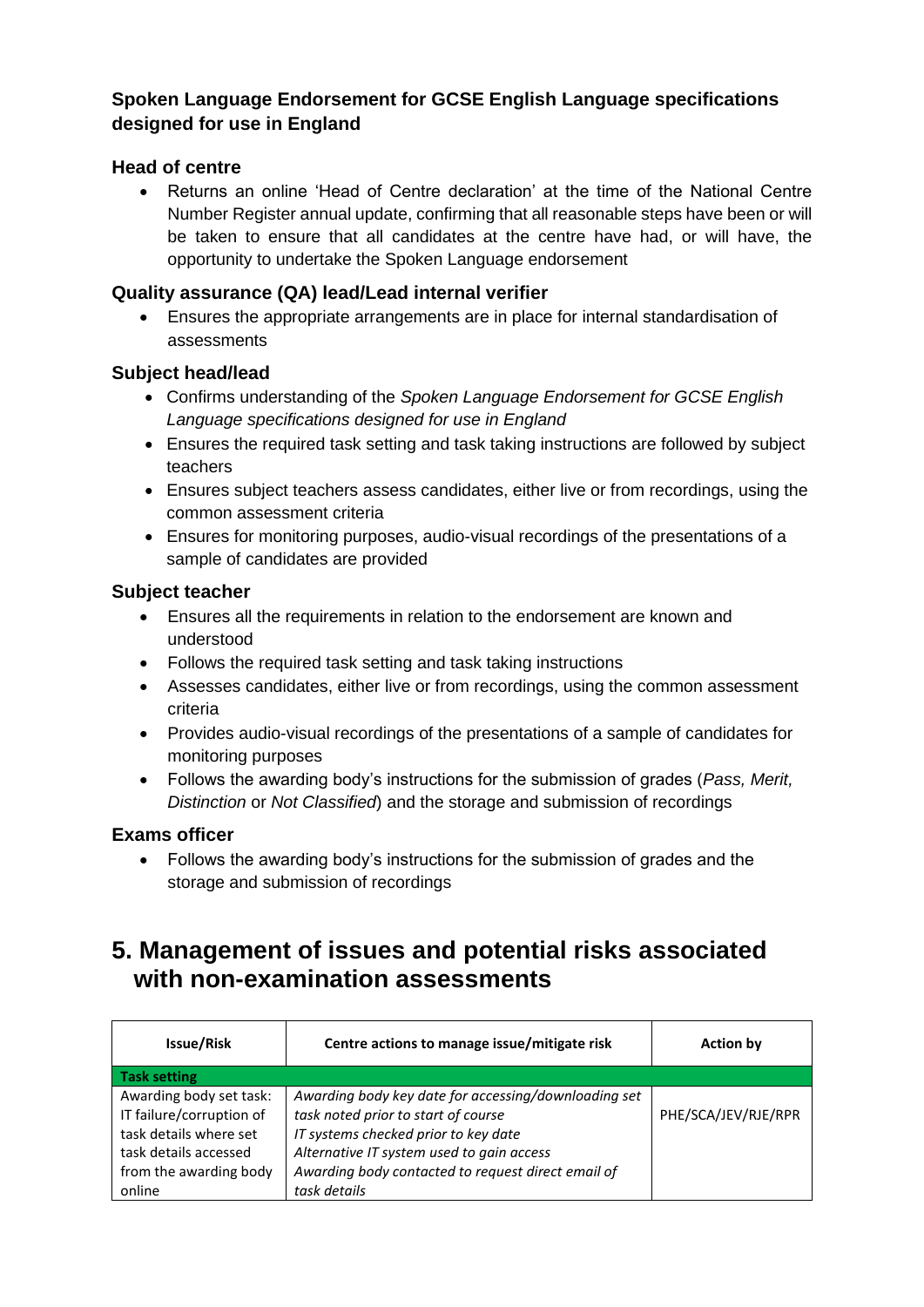### Spoken Language Endorsement for GCSE English Language specifications designed for use in England

### Head of centre

- Returns an online 'Head of Centre declaration' at the time of the National Centre Number Register annual update, confirming that all reasonable steps have been or will be taken to ensure that all candidates at the centre have had, or will have, the opportunity to undertake the Spoken Language endorsement

### Quality assurance (QA) lead/Lead internal verifier

- Ensures the appropriate arrangements are in place for internal standardisation of assessments

### Subject head/lead

- Confirms understanding of the *Spoken Language Endorsement for GCSE English Language specifications designed for use in England*
- Ensures the required task setting and task taking instructions are followed by subject teachers
- Ensures subject teachers assess candidates, either live or from recordings, using the common assessment criteria
- Ensures for monitoring purposes, audio-visual recordings of the presentations of a sample of candidates are provided

### Subject teacher

- Ensures all the requirements in relation to the endorsement are known and understood
- Follows the required task setting and task taking instructions
- Assesses candidates, either live or from recordings, using the common assessment criteria
- Provides audio-visual recordings of the presentations of a sample of candidates for monitoring purposes
- Follows the awarding body's instructions for the submission of grades (*Pass, Merit, Distinction* or *Not Classified*) and the storage and submission of recordings

### Exams officer

- Follows the awarding body's instructions for the submission of grades and the storage and submission of recordings

## 5. Management of issues and potential risks associated with non-examination assessments

| Issue/Risk | Centre actions to manage issue/mitigate risk | Action by |
|---|---|---|
| **Task setting** | | |
| Awarding body set task: IT failure/corruption of task details where set task details accessed from the awarding body online | *Awarding body key date for accessing/downloading set task noted prior to start of course*<br>*IT systems checked prior to key date*<br>*Alternative IT system used to gain access*<br>*Awarding body contacted to request direct email of task details* | PHE/SCA/JEV/RJE/RPR |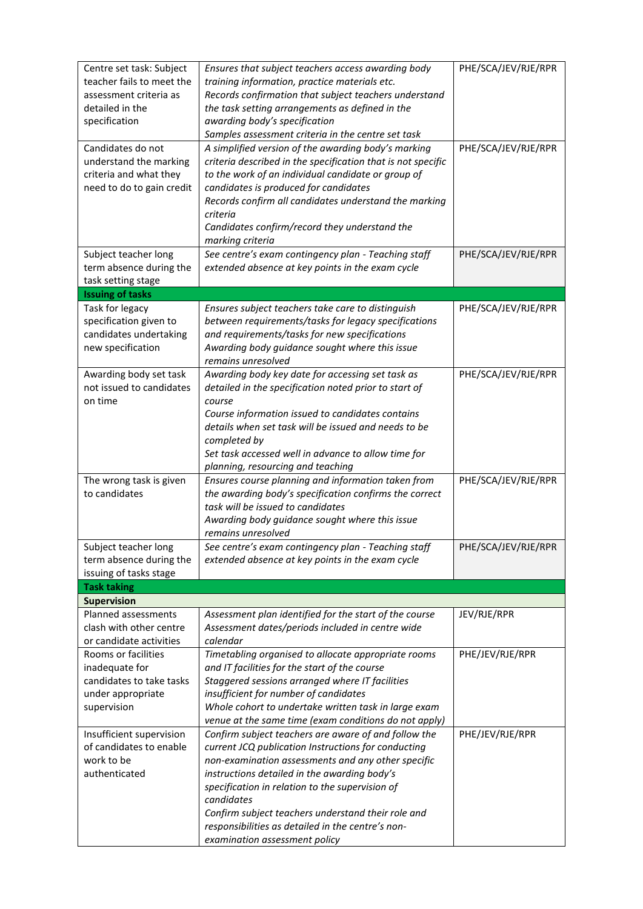| | | |
|---|---|---|
| Centre set task: Subject teacher fails to meet the assessment criteria as detailed in the specification | *Ensures that subject teachers access awarding body training information, practice materials etc.*<br>*Records confirmation that subject teachers understand the task setting arrangements as defined in the awarding body's specification*<br>*Samples assessment criteria in the centre set task* | PHE/SCA/JEV/RJE/RPR |
| Candidates do not understand the marking criteria and what they need to do to gain credit | *A simplified version of the awarding body's marking criteria described in the specification that is not specific to the work of an individual candidate or group of candidates is produced for candidates*<br>*Records confirm all candidates understand the marking criteria*<br>*Candidates confirm/record they understand the marking criteria* | PHE/SCA/JEV/RJE/RPR |
| Subject teacher long term absence during the task setting stage | *See centre's exam contingency plan - Teaching staff extended absence at key points in the exam cycle* | PHE/SCA/JEV/RJE/RPR |
| **Issuing of tasks** | | |
| Task for legacy specification given to candidates undertaking new specification | *Ensures subject teachers take care to distinguish between requirements/tasks for legacy specifications and requirements/tasks for new specifications*<br>*Awarding body guidance sought where this issue remains unresolved* | PHE/SCA/JEV/RJE/RPR |
| Awarding body set task not issued to candidates on time | *Awarding body key date for accessing set task as detailed in the specification noted prior to start of course*<br>*Course information issued to candidates contains details when set task will be issued and needs to be completed by*<br>*Set task accessed well in advance to allow time for planning, resourcing and teaching* | PHE/SCA/JEV/RJE/RPR |
| The wrong task is given to candidates | *Ensures course planning and information taken from the awarding body's specification confirms the correct task will be issued to candidates*<br>*Awarding body guidance sought where this issue remains unresolved* | PHE/SCA/JEV/RJE/RPR |
| Subject teacher long term absence during the issuing of tasks stage | *See centre's exam contingency plan - Teaching staff extended absence at key points in the exam cycle* | PHE/SCA/JEV/RJE/RPR |
| **Task taking** | | |
| **Supervision** | | |
| Planned assessments clash with other centre or candidate activities | *Assessment plan identified for the start of the course*<br>*Assessment dates/periods included in centre wide calendar* | JEV/RJE/RPR |
| Rooms or facilities inadequate for candidates to take tasks under appropriate supervision | *Timetabling organised to allocate appropriate rooms and IT facilities for the start of the course*<br>*Staggered sessions arranged where IT facilities insufficient for number of candidates*<br>*Whole cohort to undertake written task in large exam venue at the same time (exam conditions do not apply)* | PHE/JEV/RJE/RPR |
| Insufficient supervision of candidates to enable work to be authenticated | *Confirm subject teachers are aware of and follow the current JCQ publication Instructions for conducting non-examination assessments and any other specific instructions detailed in the awarding body's specification in relation to the supervision of candidates*<br>*Confirm subject teachers understand their role and responsibilities as detailed in the centre's non-examination assessment policy* | PHE/JEV/RJE/RPR |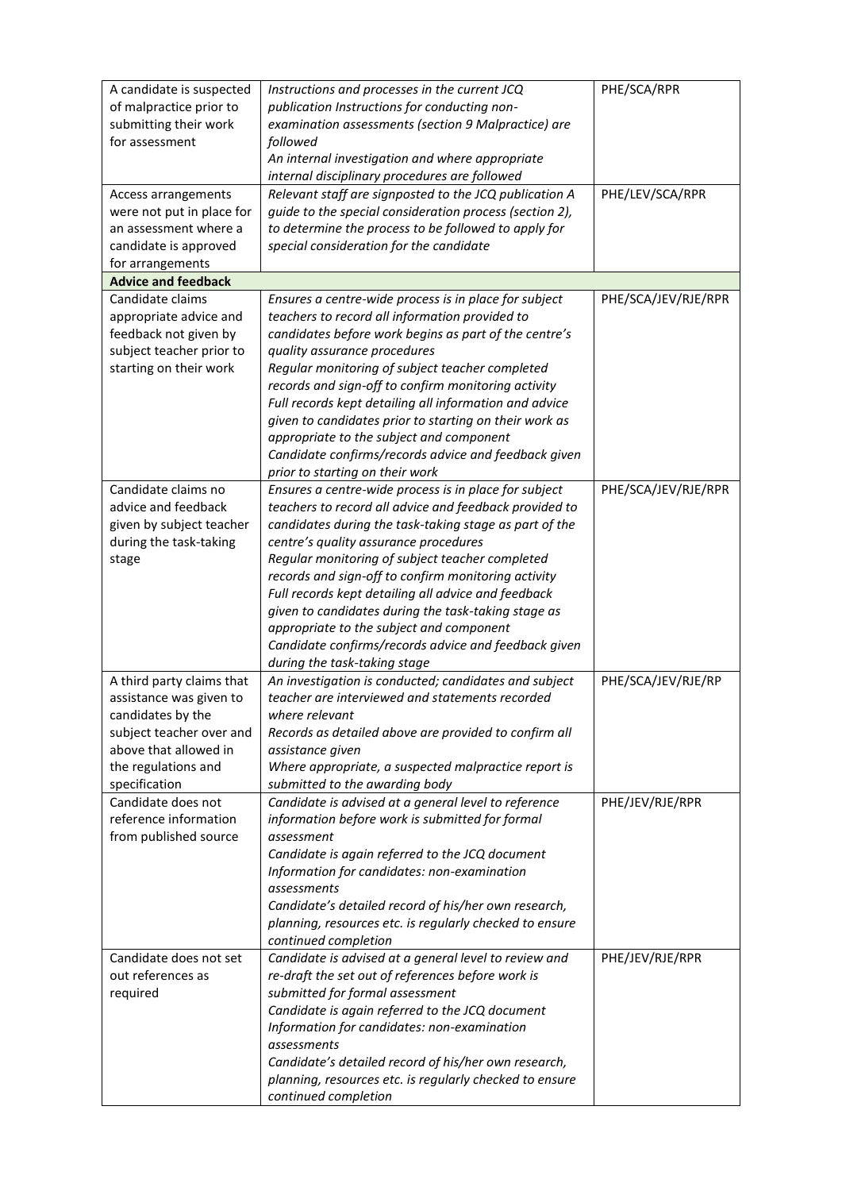| | | |
|---|---|---|
| A candidate is suspected of malpractice prior to submitting their work for assessment | *Instructions and processes in the current JCQ publication Instructions for conducting non-examination assessments (section 9 Malpractice) are followed*<br>*An internal investigation and where appropriate internal disciplinary procedures are followed* | PHE/SCA/RPR |
| Access arrangements were not put in place for an assessment where a candidate is approved for arrangements | *Relevant staff are signposted to the JCQ publication A guide to the special consideration process (section 2), to determine the process to be followed to apply for special consideration for the candidate* | PHE/LEV/SCA/RPR |
| **Advice and feedback** | | |
| Candidate claims appropriate advice and feedback not given by subject teacher prior to starting on their work | *Ensures a centre-wide process is in place for subject teachers to record all information provided to candidates before work begins as part of the centre's quality assurance procedures*<br>*Regular monitoring of subject teacher completed records and sign-off to confirm monitoring activity*<br>*Full records kept detailing all information and advice given to candidates prior to starting on their work as appropriate to the subject and component*<br>*Candidate confirms/records advice and feedback given prior to starting on their work* | PHE/SCA/JEV/RJE/RPR |
| Candidate claims no advice and feedback given by subject teacher during the task-taking stage | *Ensures a centre-wide process is in place for subject teachers to record all advice and feedback provided to candidates during the task-taking stage as part of the centre's quality assurance procedures*<br>*Regular monitoring of subject teacher completed records and sign-off to confirm monitoring activity*<br>*Full records kept detailing all advice and feedback given to candidates during the task-taking stage as appropriate to the subject and component*<br>*Candidate confirms/records advice and feedback given during the task-taking stage* | PHE/SCA/JEV/RJE/RPR |
| A third party claims that assistance was given to candidates by the subject teacher over and above that allowed in the regulations and specification | *An investigation is conducted; candidates and subject teacher are interviewed and statements recorded where relevant*<br>*Records as detailed above are provided to confirm all assistance given*<br>*Where appropriate, a suspected malpractice report is submitted to the awarding body* | PHE/SCA/JEV/RJE/RP |
| Candidate does not reference information from published source | *Candidate is advised at a general level to reference information before work is submitted for formal assessment*<br>*Candidate is again referred to the JCQ document Information for candidates: non-examination assessments*<br>*Candidate's detailed record of his/her own research, planning, resources etc. is regularly checked to ensure continued completion* | PHE/JEV/RJE/RPR |
| Candidate does not set out references as required | *Candidate is advised at a general level to review and re-draft the set out of references before work is submitted for formal assessment*<br>*Candidate is again referred to the JCQ document Information for candidates: non-examination assessments*<br>*Candidate's detailed record of his/her own research, planning, resources etc. is regularly checked to ensure continued completion* | PHE/JEV/RJE/RPR |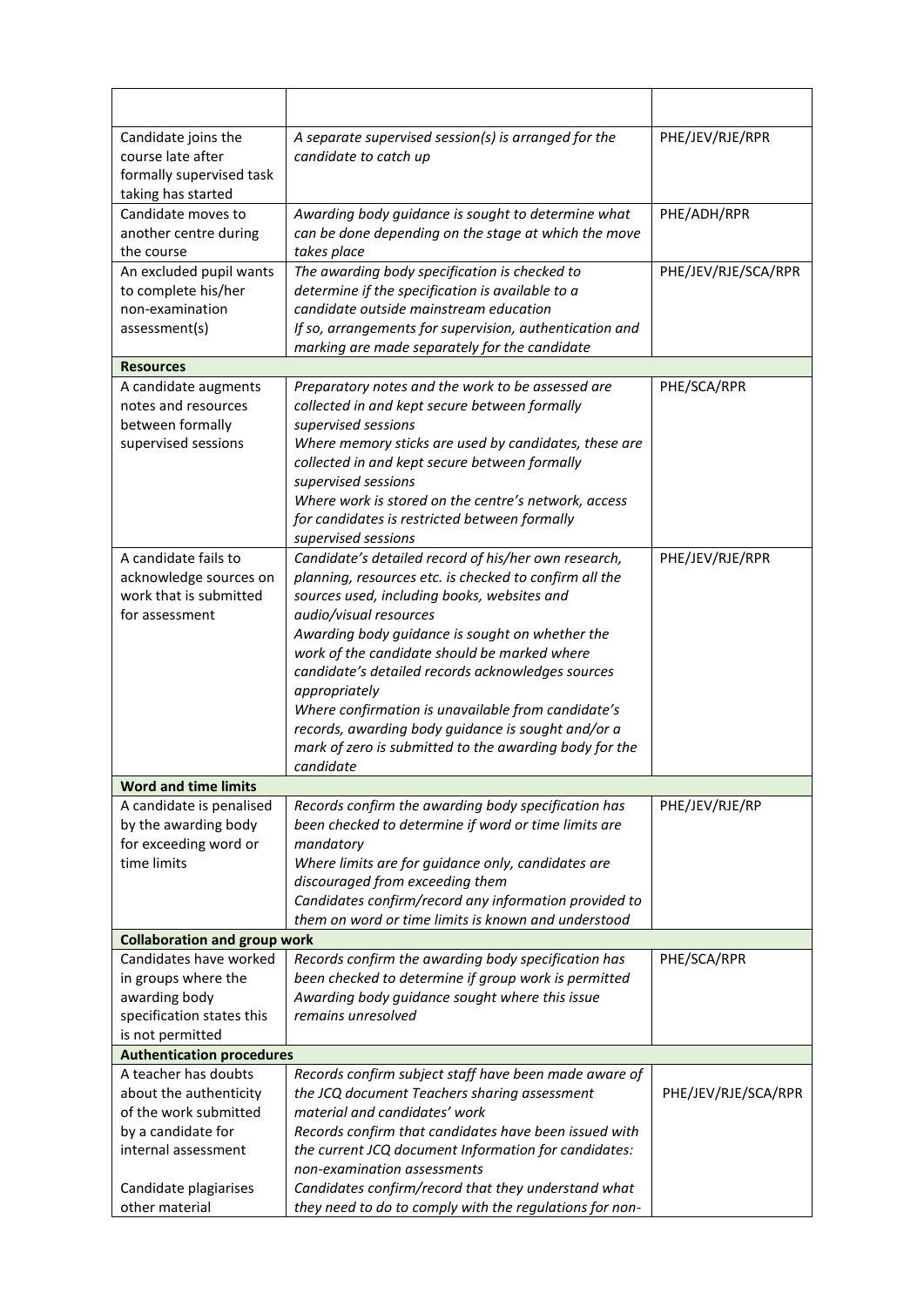| | | |
|---|---|---|
| Candidate joins the course late after formally supervised task taking has started | *A separate supervised session(s) is arranged for the candidate to catch up* | PHE/JEV/RJE/RPR |
| Candidate moves to another centre during the course | *Awarding body guidance is sought to determine what can be done depending on the stage at which the move takes place* | PHE/ADH/RPR |
| An excluded pupil wants to complete his/her non-examination assessment(s) | *The awarding body specification is checked to determine if the specification is available to a candidate outside mainstream education*<br>*If so, arrangements for supervision, authentication and marking are made separately for the candidate* | PHE/JEV/RJE/SCA/RPR |
| **Resources** | | |
| A candidate augments notes and resources between formally supervised sessions | *Preparatory notes and the work to be assessed are collected in and kept secure between formally supervised sessions*<br>*Where memory sticks are used by candidates, these are collected in and kept secure between formally supervised sessions*<br>*Where work is stored on the centre's network, access for candidates is restricted between formally supervised sessions* | PHE/SCA/RPR |
| A candidate fails to acknowledge sources on work that is submitted for assessment | *Candidate's detailed record of his/her own research, planning, resources etc. is checked to confirm all the sources used, including books, websites and audio/visual resources*<br>*Awarding body guidance is sought on whether the work of the candidate should be marked where candidate's detailed records acknowledges sources appropriately*<br>*Where confirmation is unavailable from candidate's records, awarding body guidance is sought and/or a mark of zero is submitted to the awarding body for the candidate* | PHE/JEV/RJE/RPR |
| **Word and time limits** | | |
| A candidate is penalised by the awarding body for exceeding word or time limits | *Records confirm the awarding body specification has been checked to determine if word or time limits are mandatory*<br>*Where limits are for guidance only, candidates are discouraged from exceeding them*<br>*Candidates confirm/record any information provided to them on word or time limits is known and understood* | PHE/JEV/RJE/RP |
| **Collaboration and group work** | | |
| Candidates have worked in groups where the awarding body specification states this is not permitted | *Records confirm the awarding body specification has been checked to determine if group work is permitted*<br>*Awarding body guidance sought where this issue remains unresolved* | PHE/SCA/RPR |
| **Authentication procedures** | | |
| A teacher has doubts about the authenticity of the work submitted by a candidate for internal assessment<br><br>Candidate plagiarises other material | *Records confirm subject staff have been made aware of the JCQ document Teachers sharing assessment material and candidates' work*<br>*Records confirm that candidates have been issued with the current JCQ document Information for candidates: non-examination assessments*<br>*Candidates confirm/record that they understand what they need to do to comply with the regulations for non-* | PHE/JEV/RJE/SCA/RPR |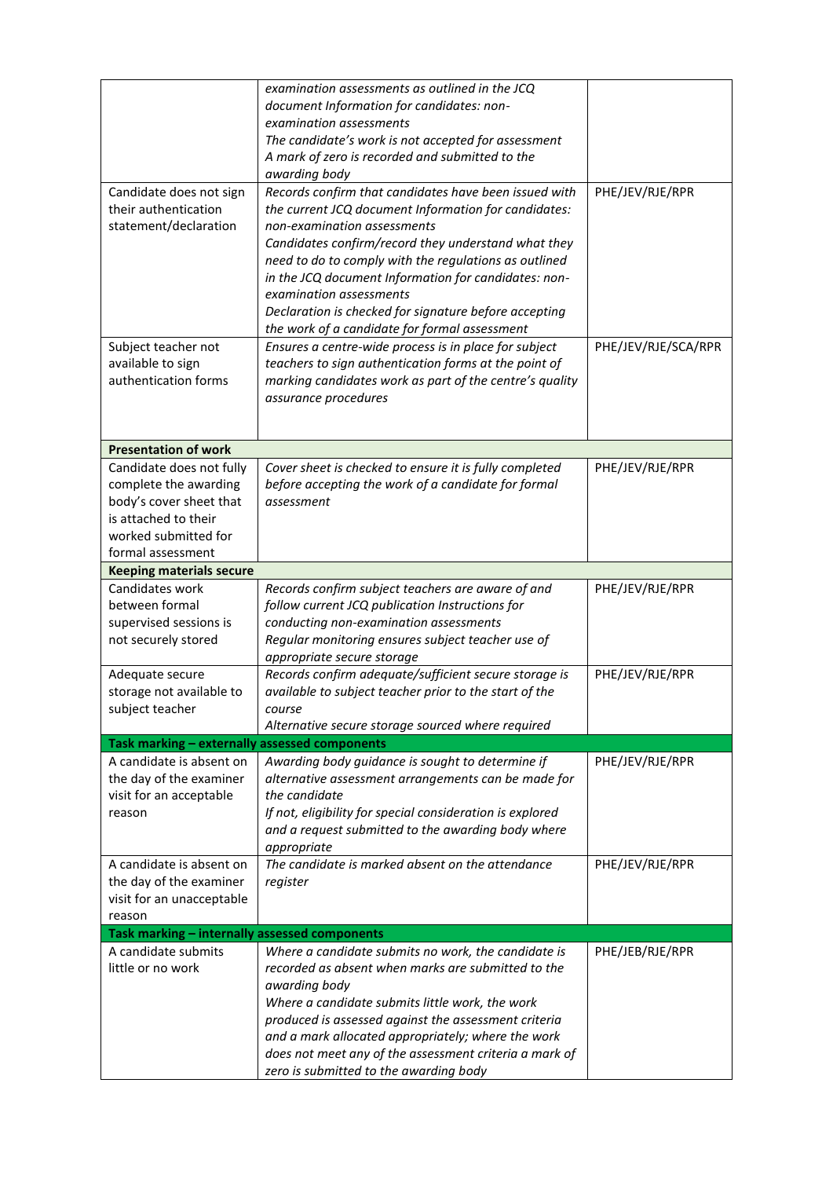| | | |
|---|---|---|
| | *examination assessments as outlined in the JCQ document Information for candidates: non-examination assessments*<br>*The candidate's work is not accepted for assessment*<br>*A mark of zero is recorded and submitted to the awarding body* | |
| Candidate does not sign their authentication statement/declaration | *Records confirm that candidates have been issued with the current JCQ document Information for candidates: non-examination assessments*<br>*Candidates confirm/record they understand what they need to do to comply with the regulations as outlined in the JCQ document Information for candidates: non-examination assessments*<br>*Declaration is checked for signature before accepting the work of a candidate for formal assessment* | PHE/JEV/RJE/RPR |
| Subject teacher not available to sign authentication forms | *Ensures a centre-wide process is in place for subject teachers to sign authentication forms at the point of marking candidates work as part of the centre's quality assurance procedures* | PHE/JEV/RJE/SCA/RPR |
| **Presentation of work** | | |
| Candidate does not fully complete the awarding body's cover sheet that is attached to their worked submitted for formal assessment | *Cover sheet is checked to ensure it is fully completed before accepting the work of a candidate for formal assessment* | PHE/JEV/RJE/RPR |
| **Keeping materials secure** | | |
| Candidates work between formal supervised sessions is not securely stored | *Records confirm subject teachers are aware of and follow current JCQ publication Instructions for conducting non-examination assessments*<br>*Regular monitoring ensures subject teacher use of appropriate secure storage* | PHE/JEV/RJE/RPR |
| Adequate secure storage not available to subject teacher | *Records confirm adequate/sufficient secure storage is available to subject teacher prior to the start of the course*<br>*Alternative secure storage sourced where required* | PHE/JEV/RJE/RPR |
| **Task marking – externally assessed components** | | |
| A candidate is absent on the day of the examiner visit for an acceptable reason | *Awarding body guidance is sought to determine if alternative assessment arrangements can be made for the candidate*<br>*If not, eligibility for special consideration is explored and a request submitted to the awarding body where appropriate* | PHE/JEV/RJE/RPR |
| A candidate is absent on the day of the examiner visit for an unacceptable reason | *The candidate is marked absent on the attendance register* | PHE/JEV/RJE/RPR |
| **Task marking – internally assessed components** | | |
| A candidate submits little or no work | *Where a candidate submits no work, the candidate is recorded as absent when marks are submitted to the awarding body*<br>*Where a candidate submits little work, the work produced is assessed against the assessment criteria and a mark allocated appropriately; where the work does not meet any of the assessment criteria a mark of zero is submitted to the awarding body* | PHE/JEB/RJE/RPR |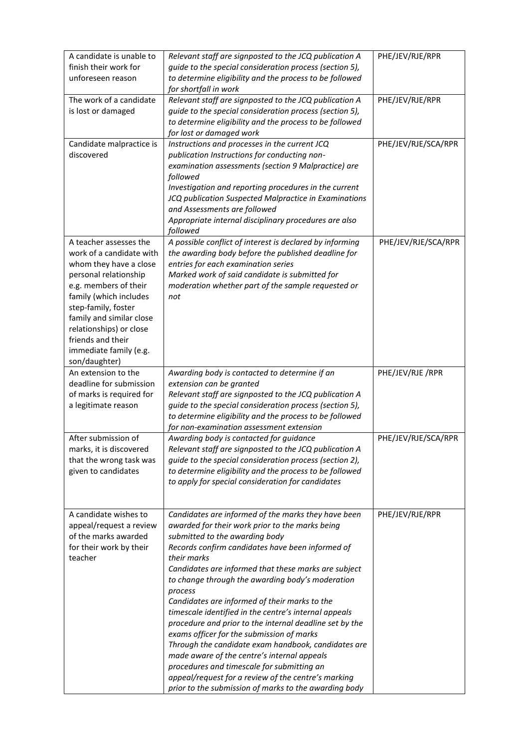| | | |
|---|---|---|
| A candidate is unable to finish their work for unforeseen reason | *Relevant staff are signposted to the JCQ publication A guide to the special consideration process (section 5), to determine eligibility and the process to be followed for shortfall in work* | PHE/JEV/RJE/RPR |
| The work of a candidate is lost or damaged | *Relevant staff are signposted to the JCQ publication A guide to the special consideration process (section 5), to determine eligibility and the process to be followed for lost or damaged work* | PHE/JEV/RJE/RPR |
| Candidate malpractice is discovered | *Instructions and processes in the current JCQ publication Instructions for conducting non-examination assessments (section 9 Malpractice) are followed*<br>*Investigation and reporting procedures in the current JCQ publication Suspected Malpractice in Examinations and Assessments are followed*<br>*Appropriate internal disciplinary procedures are also followed* | PHE/JEV/RJE/SCA/RPR |
| A teacher assesses the work of a candidate with whom they have a close personal relationship e.g. members of their family (which includes step-family, foster family and similar close relationships) or close friends and their immediate family (e.g. son/daughter) | *A possible conflict of interest is declared by informing the awarding body before the published deadline for entries for each examination series*<br>*Marked work of said candidate is submitted for moderation whether part of the sample requested or not* | PHE/JEV/RJE/SCA/RPR |
| An extension to the deadline for submission of marks is required for a legitimate reason | *Awarding body is contacted to determine if an extension can be granted*<br>*Relevant staff are signposted to the JCQ publication A guide to the special consideration process (section 5), to determine eligibility and the process to be followed for non-examination assessment extension* | PHE/JEV/RJE /RPR |
| After submission of marks, it is discovered that the wrong task was given to candidates | *Awarding body is contacted for guidance*<br>*Relevant staff are signposted to the JCQ publication A guide to the special consideration process (section 2), to determine eligibility and the process to be followed to apply for special consideration for candidates* | PHE/JEV/RJE/SCA/RPR |
| A candidate wishes to appeal/request a review of the marks awarded for their work by their teacher | *Candidates are informed of the marks they have been awarded for their work prior to the marks being submitted to the awarding body*<br>*Records confirm candidates have been informed of their marks*<br>*Candidates are informed that these marks are subject to change through the awarding body's moderation process*<br>*Candidates are informed of their marks to the timescale identified in the centre's internal appeals procedure and prior to the internal deadline set by the exams officer for the submission of marks*<br>*Through the candidate exam handbook, candidates are made aware of the centre's internal appeals procedures and timescale for submitting an appeal/request for a review of the centre's marking prior to the submission of marks to the awarding body* | PHE/JEV/RJE/RPR |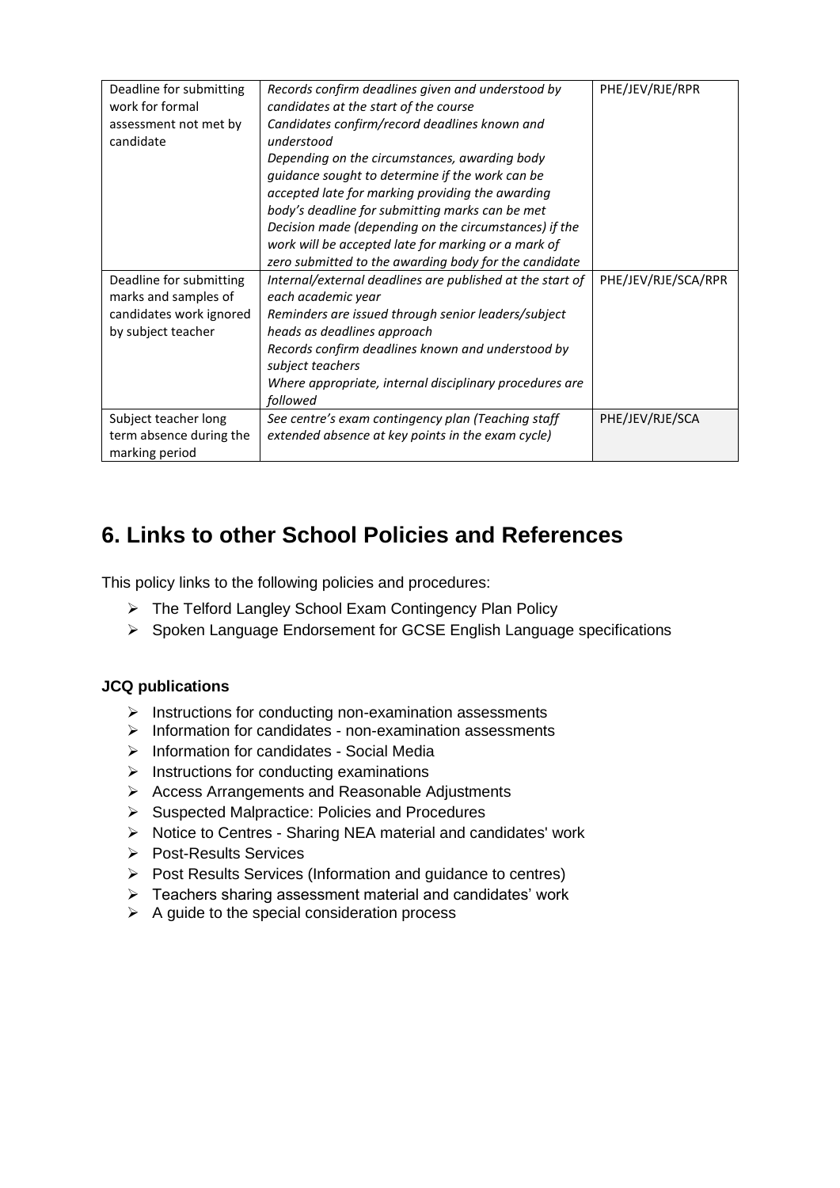| | | |
|---|---|---|
| Deadline for submitting work for formal assessment not met by candidate | *Records confirm deadlines given and understood by candidates at the start of the course*<br>*Candidates confirm/record deadlines known and understood*<br>*Depending on the circumstances, awarding body guidance sought to determine if the work can be accepted late for marking providing the awarding body's deadline for submitting marks can be met*<br>*Decision made (depending on the circumstances) if the work will be accepted late for marking or a mark of zero submitted to the awarding body for the candidate* | PHE/JEV/RJE/RPR |
| Deadline for submitting marks and samples of candidates work ignored by subject teacher | *Internal/external deadlines are published at the start of each academic year*<br>*Reminders are issued through senior leaders/subject heads as deadlines approach*<br>*Records confirm deadlines known and understood by subject teachers*<br>*Where appropriate, internal disciplinary procedures are followed* | PHE/JEV/RJE/SCA/RPR |
| Subject teacher long term absence during the marking period | *See centre's exam contingency plan (Teaching staff extended absence at key points in the exam cycle)* | PHE/JEV/RJE/SCA |

## 6. Links to other School Policies and References

This policy links to the following policies and procedures:

- The Telford Langley School Exam Contingency Plan Policy
- Spoken Language Endorsement for GCSE English Language specifications

**JCQ publications**

- Instructions for conducting non-examination assessments
- Information for candidates - non-examination assessments
- Information for candidates - Social Media
- Instructions for conducting examinations
- Access Arrangements and Reasonable Adjustments
- Suspected Malpractice: Policies and Procedures
- Notice to Centres - Sharing NEA material and candidates' work
- Post-Results Services
- Post Results Services (Information and guidance to centres)
- Teachers sharing assessment material and candidates' work
- A guide to the special consideration process